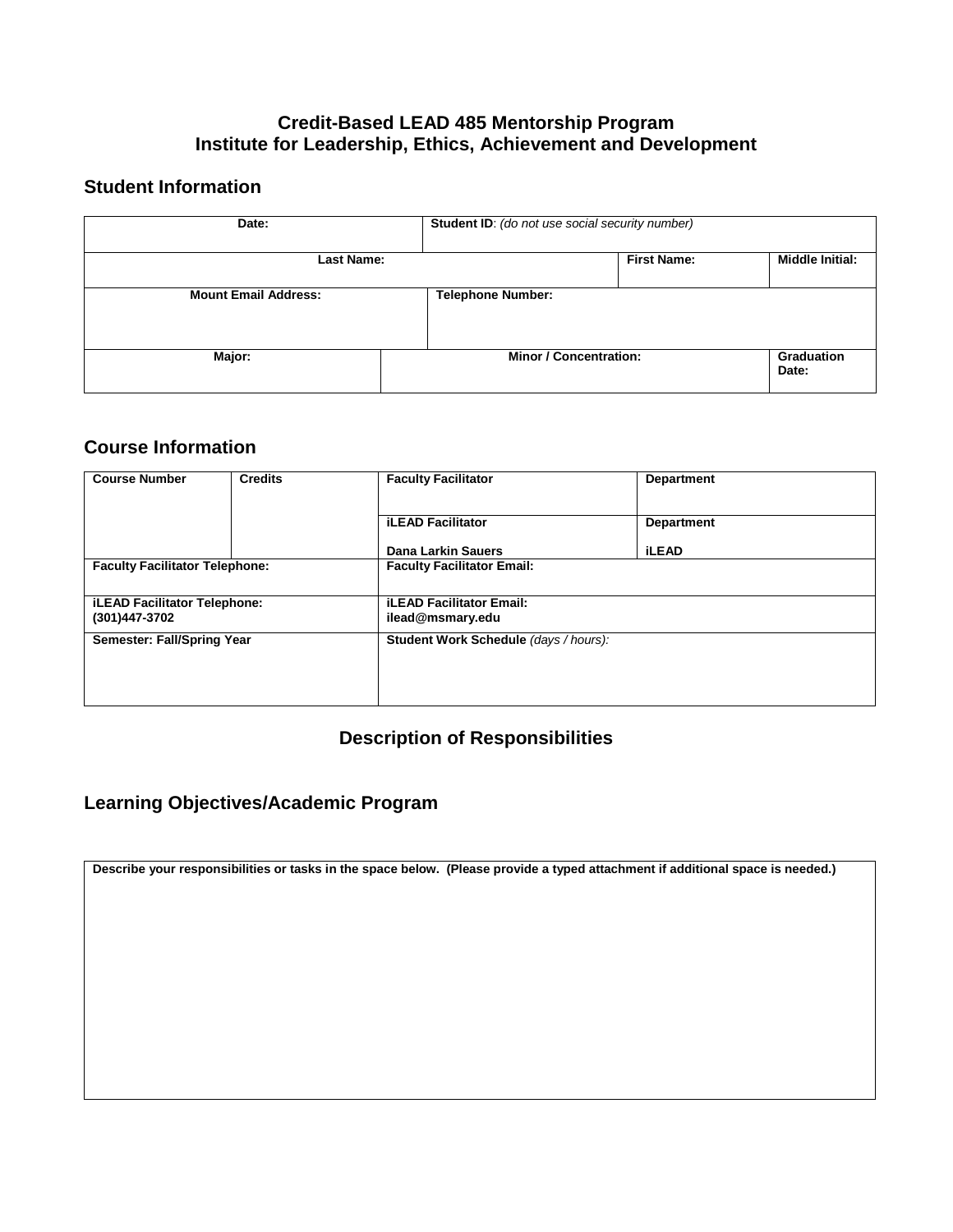**Credit-Based LEAD 485 Mentorship Program**
**Institute for Leadership, Ethics, Achievement and Development**

## Student Information

| Date: | Student ID: *(do not use social security number)* | |
|---|---|---|
| **Last Name:** | **First Name:** | **Middle Initial:** |
| **Mount Email Address:** | **Telephone Number:** | |
| **Major:** | **Minor / Concentration:** | **Graduation Date:** |

## Course Information

| Course Number | Credits | Faculty Facilitator | Department |
|---|---|---|---|
| | | **iLEAD Facilitator**<br>**Dana Larkin Sauers** | **Department**<br>**iLEAD** |
| **Faculty Facilitator Telephone:** | | **Faculty Facilitator Email:** | |
| **iLEAD Facilitator Telephone:**<br>**(301)447-3702** | | **iLEAD Facilitator Email:**<br>**ilead@msmary.edu** | |
| **Semester: Fall/Spring Year** | | **Student Work Schedule** *(days / hours):* | |

## Description of Responsibilities

## Learning Objectives/Academic Program

| Describe your responsibilities or tasks in the space below. (Please provide a typed attachment if additional space is needed.) |
|---|
| |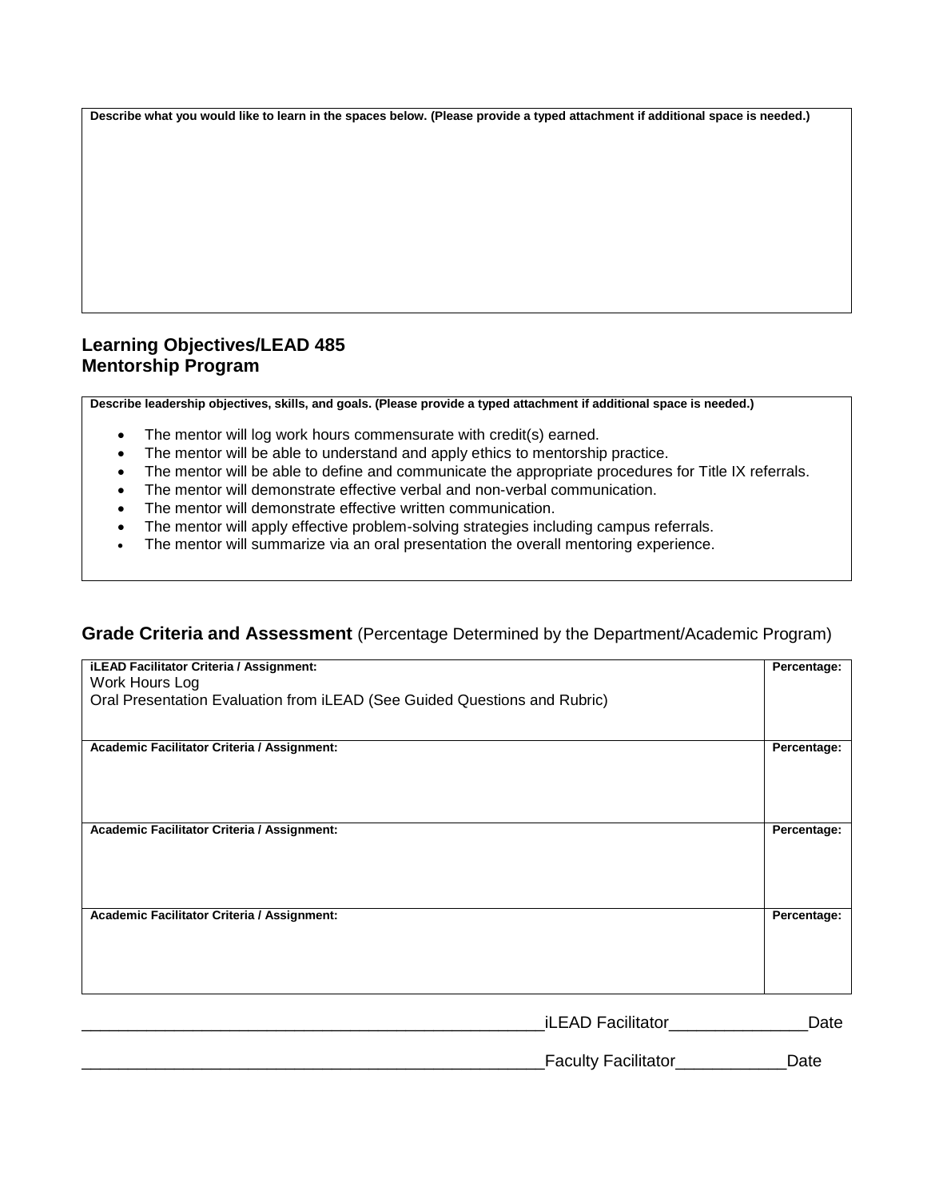**Describe what you would like to learn in the spaces below. (Please provide a typed attachment if additional space is needed.)**

## Learning Objectives/LEAD 485
## Mentorship Program

**Describe leadership objectives, skills, and goals. (Please provide a typed attachment if additional space is needed.)**

- The mentor will log work hours commensurate with credit(s) earned.
- The mentor will be able to understand and apply ethics to mentorship practice.
- The mentor will be able to define and communicate the appropriate procedures for Title IX referrals.
- The mentor will demonstrate effective verbal and non-verbal communication.
- The mentor will demonstrate effective written communication.
- The mentor will apply effective problem-solving strategies including campus referrals.
- The mentor will summarize via an oral presentation the overall mentoring experience.

## Grade Criteria and Assessment (Percentage Determined by the Department/Academic Program)

| | |
|---|---|
| **iLEAD Facilitator Criteria / Assignment:**<br>Work Hours Log<br>Oral Presentation Evaluation from iLEAD (See Guided Questions and Rubric) | **Percentage:** |
| **Academic Facilitator Criteria / Assignment:** | **Percentage:** |
| **Academic Facilitator Criteria / Assignment:** | **Percentage:** |
| **Academic Facilitator Criteria / Assignment:** | **Percentage:** |

_________________________________________________iLEAD Facilitator_______________Date

_________________________________________________Faculty Facilitator____________Date